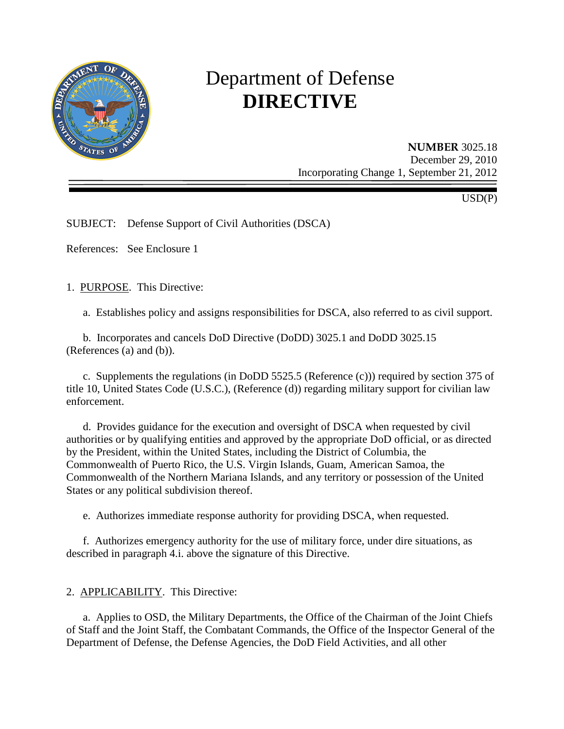# Department of Defense
# DIRECTIVE

**NUMBER** 3025.18
December 29, 2010
Incorporating Change 1, September 21, 2012

USD(P)

SUBJECT: Defense Support of Civil Authorities (DSCA)

References: See Enclosure 1

1. PURPOSE. This Directive:

a. Establishes policy and assigns responsibilities for DSCA, also referred to as civil support.

b. Incorporates and cancels DoD Directive (DoDD) 3025.1 and DoDD 3025.15 (References (a) and (b)).

c. Supplements the regulations (in DoDD 5525.5 (Reference (c))) required by section 375 of title 10, United States Code (U.S.C.), (Reference (d)) regarding military support for civilian law enforcement.

d. Provides guidance for the execution and oversight of DSCA when requested by civil authorities or by qualifying entities and approved by the appropriate DoD official, or as directed by the President, within the United States, including the District of Columbia, the Commonwealth of Puerto Rico, the U.S. Virgin Islands, Guam, American Samoa, the Commonwealth of the Northern Mariana Islands, and any territory or possession of the United States or any political subdivision thereof.

e. Authorizes immediate response authority for providing DSCA, when requested.

f. Authorizes emergency authority for the use of military force, under dire situations, as described in paragraph 4.i. above the signature of this Directive.

2. APPLICABILITY. This Directive:

a. Applies to OSD, the Military Departments, the Office of the Chairman of the Joint Chiefs of Staff and the Joint Staff, the Combatant Commands, the Office of the Inspector General of the Department of Defense, the Defense Agencies, the DoD Field Activities, and all other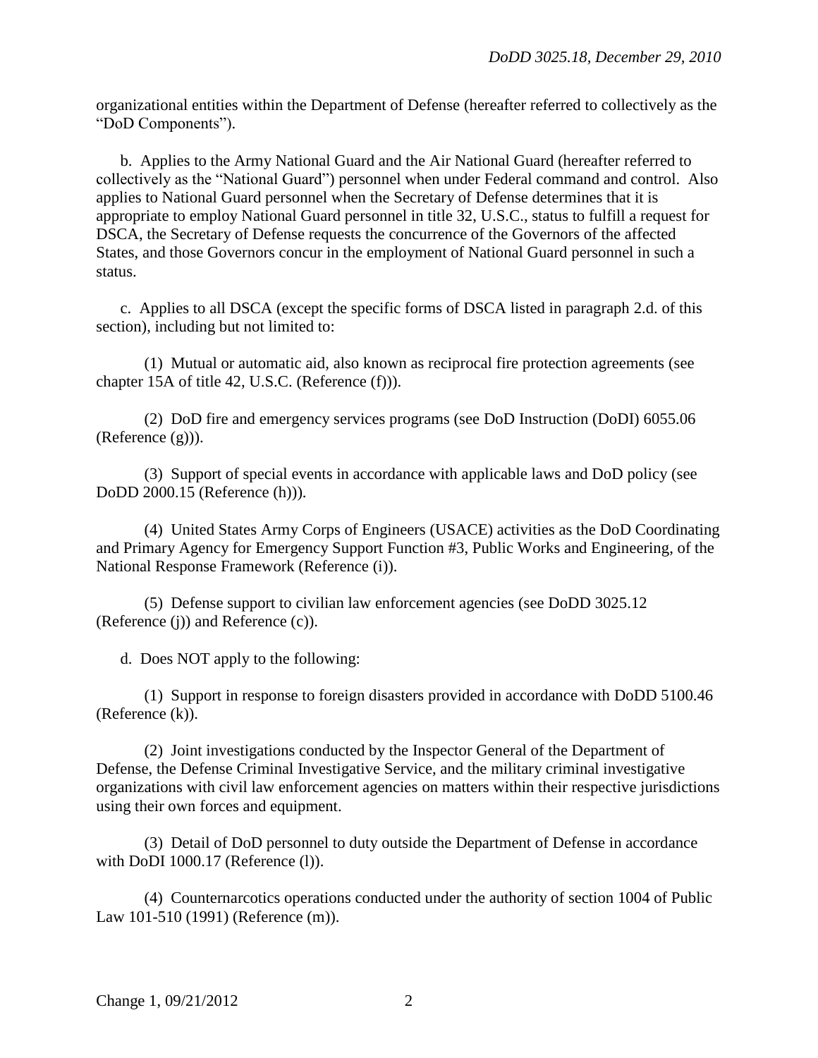organizational entities within the Department of Defense (hereafter referred to collectively as the "DoD Components").

b. Applies to the Army National Guard and the Air National Guard (hereafter referred to collectively as the "National Guard") personnel when under Federal command and control. Also applies to National Guard personnel when the Secretary of Defense determines that it is appropriate to employ National Guard personnel in title 32, U.S.C., status to fulfill a request for DSCA, the Secretary of Defense requests the concurrence of the Governors of the affected States, and those Governors concur in the employment of National Guard personnel in such a status.

c. Applies to all DSCA (except the specific forms of DSCA listed in paragraph 2.d. of this section), including but not limited to:

(1) Mutual or automatic aid, also known as reciprocal fire protection agreements (see chapter 15A of title 42, U.S.C. (Reference (f))).

(2) DoD fire and emergency services programs (see DoD Instruction (DoDI) 6055.06 (Reference (g))).

(3) Support of special events in accordance with applicable laws and DoD policy (see DoDD 2000.15 (Reference (h))).

(4) United States Army Corps of Engineers (USACE) activities as the DoD Coordinating and Primary Agency for Emergency Support Function #3, Public Works and Engineering, of the National Response Framework (Reference (i)).

(5) Defense support to civilian law enforcement agencies (see DoDD 3025.12 (Reference (j)) and Reference (c)).

d. Does NOT apply to the following:

(1) Support in response to foreign disasters provided in accordance with DoDD 5100.46 (Reference (k)).

(2) Joint investigations conducted by the Inspector General of the Department of Defense, the Defense Criminal Investigative Service, and the military criminal investigative organizations with civil law enforcement agencies on matters within their respective jurisdictions using their own forces and equipment.

(3) Detail of DoD personnel to duty outside the Department of Defense in accordance with DoDI 1000.17 (Reference (l)).

(4) Counternarcotics operations conducted under the authority of section 1004 of Public Law 101-510 (1991) (Reference (m)).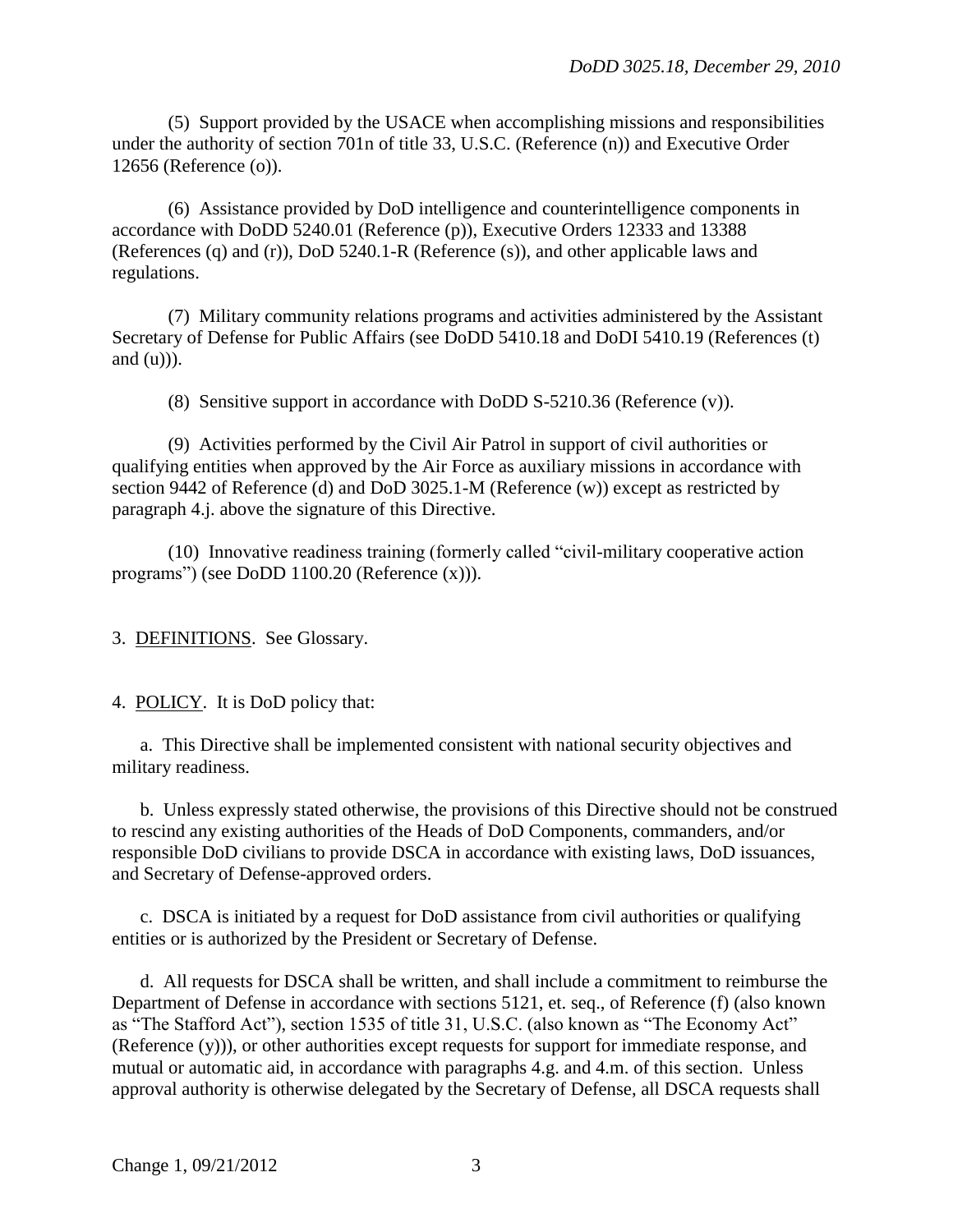(5) Support provided by the USACE when accomplishing missions and responsibilities under the authority of section 701n of title 33, U.S.C. (Reference (n)) and Executive Order 12656 (Reference (o)).

(6) Assistance provided by DoD intelligence and counterintelligence components in accordance with DoDD 5240.01 (Reference (p)), Executive Orders 12333 and 13388 (References (q) and (r)), DoD 5240.1-R (Reference (s)), and other applicable laws and regulations.

(7) Military community relations programs and activities administered by the Assistant Secretary of Defense for Public Affairs (see DoDD 5410.18 and DoDI 5410.19 (References (t) and (u))).

(8) Sensitive support in accordance with DoDD S-5210.36 (Reference (v)).

(9) Activities performed by the Civil Air Patrol in support of civil authorities or qualifying entities when approved by the Air Force as auxiliary missions in accordance with section 9442 of Reference (d) and DoD 3025.1-M (Reference (w)) except as restricted by paragraph 4.j. above the signature of this Directive.

(10) Innovative readiness training (formerly called "civil-military cooperative action programs") (see DoDD 1100.20 (Reference (x))).

3. DEFINITIONS. See Glossary.

4. POLICY. It is DoD policy that:

a. This Directive shall be implemented consistent with national security objectives and military readiness.

b. Unless expressly stated otherwise, the provisions of this Directive should not be construed to rescind any existing authorities of the Heads of DoD Components, commanders, and/or responsible DoD civilians to provide DSCA in accordance with existing laws, DoD issuances, and Secretary of Defense-approved orders.

c. DSCA is initiated by a request for DoD assistance from civil authorities or qualifying entities or is authorized by the President or Secretary of Defense.

d. All requests for DSCA shall be written, and shall include a commitment to reimburse the Department of Defense in accordance with sections 5121, et. seq., of Reference (f) (also known as "The Stafford Act"), section 1535 of title 31, U.S.C. (also known as "The Economy Act" (Reference (y))), or other authorities except requests for support for immediate response, and mutual or automatic aid, in accordance with paragraphs 4.g. and 4.m. of this section. Unless approval authority is otherwise delegated by the Secretary of Defense, all DSCA requests shall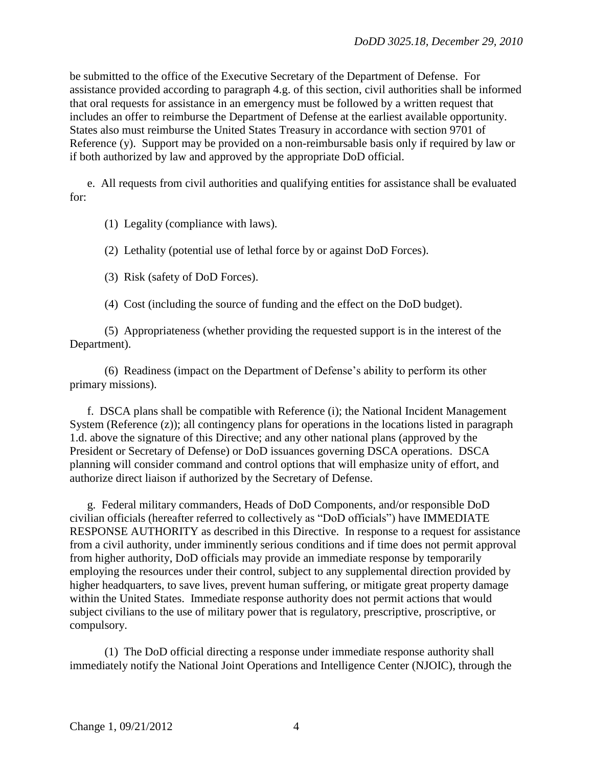be submitted to the office of the Executive Secretary of the Department of Defense. For assistance provided according to paragraph 4.g. of this section, civil authorities shall be informed that oral requests for assistance in an emergency must be followed by a written request that includes an offer to reimburse the Department of Defense at the earliest available opportunity. States also must reimburse the United States Treasury in accordance with section 9701 of Reference (y). Support may be provided on a non-reimbursable basis only if required by law or if both authorized by law and approved by the appropriate DoD official.

e. All requests from civil authorities and qualifying entities for assistance shall be evaluated for:

(1) Legality (compliance with laws).

(2) Lethality (potential use of lethal force by or against DoD Forces).

(3) Risk (safety of DoD Forces).

(4) Cost (including the source of funding and the effect on the DoD budget).

(5) Appropriateness (whether providing the requested support is in the interest of the Department).

(6) Readiness (impact on the Department of Defense's ability to perform its other primary missions).

f. DSCA plans shall be compatible with Reference (i); the National Incident Management System (Reference (z)); all contingency plans for operations in the locations listed in paragraph 1.d. above the signature of this Directive; and any other national plans (approved by the President or Secretary of Defense) or DoD issuances governing DSCA operations. DSCA planning will consider command and control options that will emphasize unity of effort, and authorize direct liaison if authorized by the Secretary of Defense.

g. Federal military commanders, Heads of DoD Components, and/or responsible DoD civilian officials (hereafter referred to collectively as "DoD officials") have IMMEDIATE RESPONSE AUTHORITY as described in this Directive. In response to a request for assistance from a civil authority, under imminently serious conditions and if time does not permit approval from higher authority, DoD officials may provide an immediate response by temporarily employing the resources under their control, subject to any supplemental direction provided by higher headquarters, to save lives, prevent human suffering, or mitigate great property damage within the United States. Immediate response authority does not permit actions that would subject civilians to the use of military power that is regulatory, prescriptive, proscriptive, or compulsory.

(1) The DoD official directing a response under immediate response authority shall immediately notify the National Joint Operations and Intelligence Center (NJOIC), through the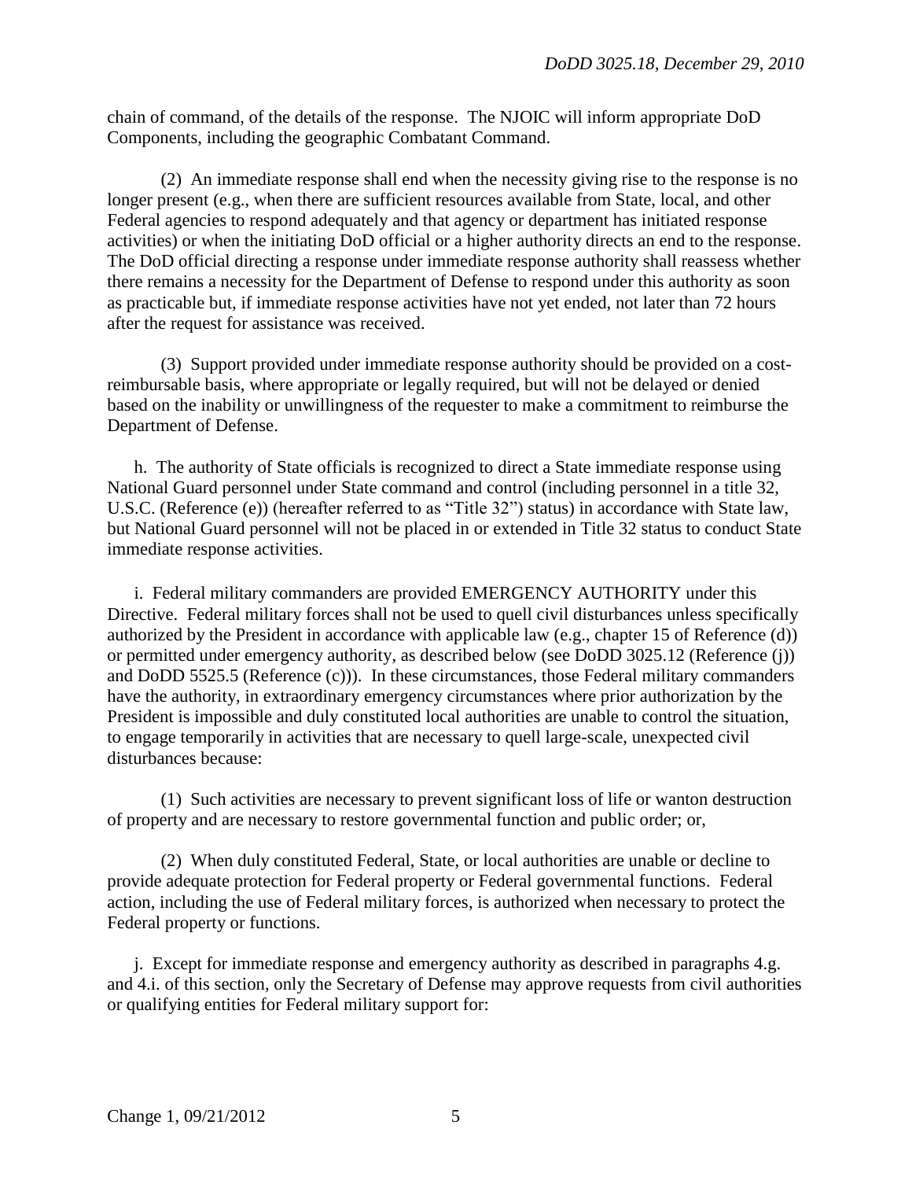chain of command, of the details of the response. The NJOIC will inform appropriate DoD Components, including the geographic Combatant Command.

(2) An immediate response shall end when the necessity giving rise to the response is no longer present (e.g., when there are sufficient resources available from State, local, and other Federal agencies to respond adequately and that agency or department has initiated response activities) or when the initiating DoD official or a higher authority directs an end to the response. The DoD official directing a response under immediate response authority shall reassess whether there remains a necessity for the Department of Defense to respond under this authority as soon as practicable but, if immediate response activities have not yet ended, not later than 72 hours after the request for assistance was received.

(3) Support provided under immediate response authority should be provided on a cost-reimbursable basis, where appropriate or legally required, but will not be delayed or denied based on the inability or unwillingness of the requester to make a commitment to reimburse the Department of Defense.

h. The authority of State officials is recognized to direct a State immediate response using National Guard personnel under State command and control (including personnel in a title 32, U.S.C. (Reference (e)) (hereafter referred to as "Title 32") status) in accordance with State law, but National Guard personnel will not be placed in or extended in Title 32 status to conduct State immediate response activities.

i. Federal military commanders are provided EMERGENCY AUTHORITY under this Directive. Federal military forces shall not be used to quell civil disturbances unless specifically authorized by the President in accordance with applicable law (e.g., chapter 15 of Reference (d)) or permitted under emergency authority, as described below (see DoDD 3025.12 (Reference (j)) and DoDD 5525.5 (Reference (c))). In these circumstances, those Federal military commanders have the authority, in extraordinary emergency circumstances where prior authorization by the President is impossible and duly constituted local authorities are unable to control the situation, to engage temporarily in activities that are necessary to quell large-scale, unexpected civil disturbances because:

(1) Such activities are necessary to prevent significant loss of life or wanton destruction of property and are necessary to restore governmental function and public order; or,

(2) When duly constituted Federal, State, or local authorities are unable or decline to provide adequate protection for Federal property or Federal governmental functions. Federal action, including the use of Federal military forces, is authorized when necessary to protect the Federal property or functions.

j. Except for immediate response and emergency authority as described in paragraphs 4.g. and 4.i. of this section, only the Secretary of Defense may approve requests from civil authorities or qualifying entities for Federal military support for: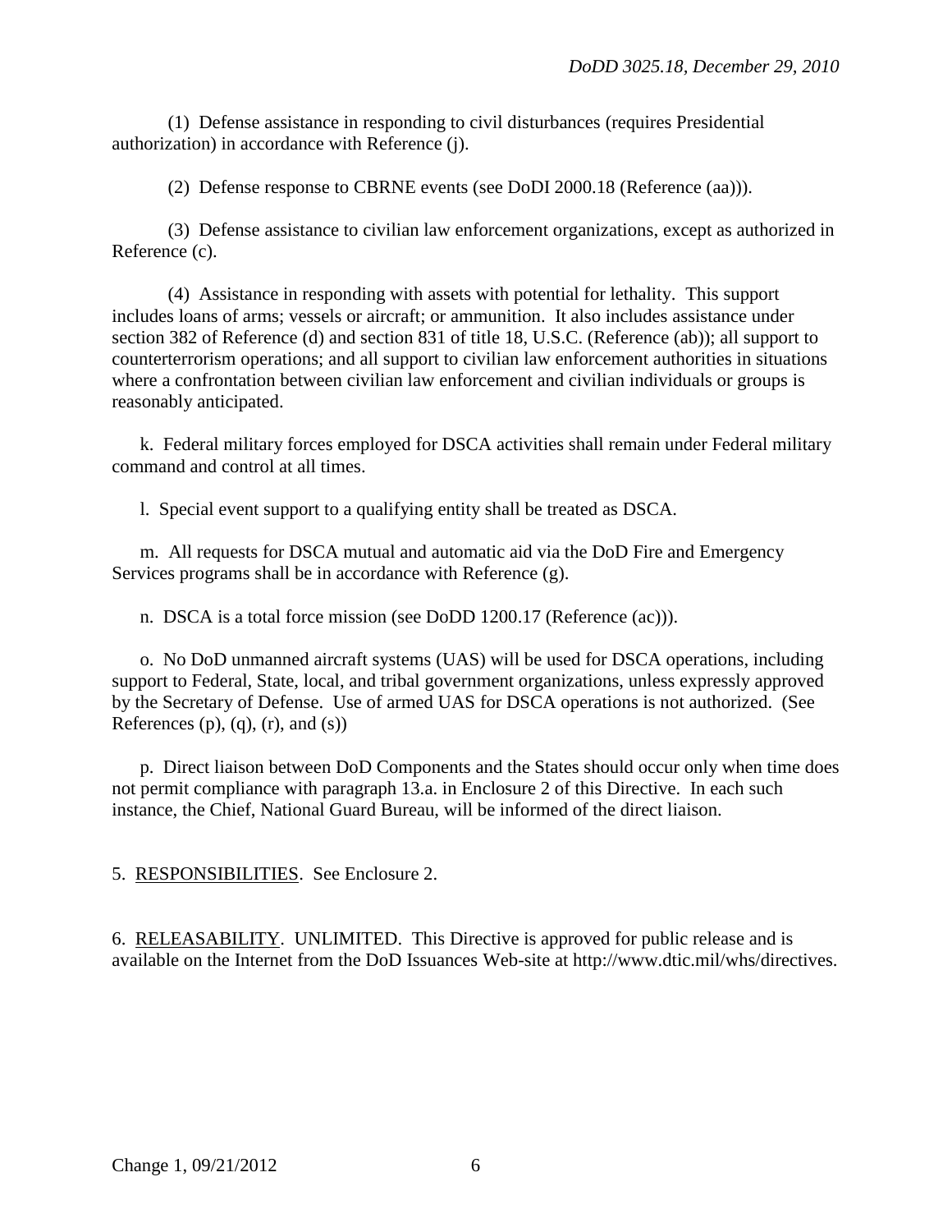(1) Defense assistance in responding to civil disturbances (requires Presidential authorization) in accordance with Reference (j).

(2) Defense response to CBRNE events (see DoDI 2000.18 (Reference (aa))).

(3) Defense assistance to civilian law enforcement organizations, except as authorized in Reference (c).

(4) Assistance in responding with assets with potential for lethality. This support includes loans of arms; vessels or aircraft; or ammunition. It also includes assistance under section 382 of Reference (d) and section 831 of title 18, U.S.C. (Reference (ab)); all support to counterterrorism operations; and all support to civilian law enforcement authorities in situations where a confrontation between civilian law enforcement and civilian individuals or groups is reasonably anticipated.

k. Federal military forces employed for DSCA activities shall remain under Federal military command and control at all times.

l. Special event support to a qualifying entity shall be treated as DSCA.

m. All requests for DSCA mutual and automatic aid via the DoD Fire and Emergency Services programs shall be in accordance with Reference (g).

n. DSCA is a total force mission (see DoDD 1200.17 (Reference (ac))).

o. No DoD unmanned aircraft systems (UAS) will be used for DSCA operations, including support to Federal, State, local, and tribal government organizations, unless expressly approved by the Secretary of Defense. Use of armed UAS for DSCA operations is not authorized. (See References (p), (q), (r), and (s))

p. Direct liaison between DoD Components and the States should occur only when time does not permit compliance with paragraph 13.a. in Enclosure 2 of this Directive. In each such instance, the Chief, National Guard Bureau, will be informed of the direct liaison.

5. RESPONSIBILITIES. See Enclosure 2.

6. RELEASABILITY. UNLIMITED. This Directive is approved for public release and is available on the Internet from the DoD Issuances Web-site at http://www.dtic.mil/whs/directives.

Change 1, 09/21/2012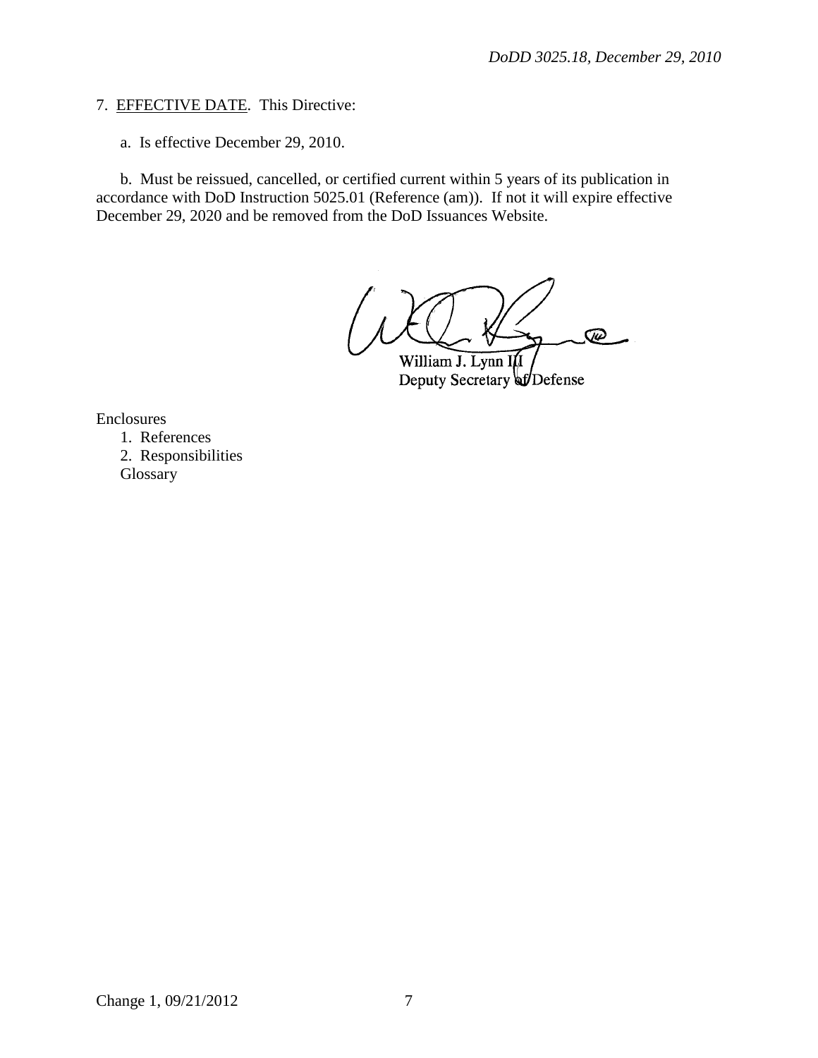7. EFFECTIVE DATE. This Directive:

a. Is effective December 29, 2010.

b. Must be reissued, cancelled, or certified current within 5 years of its publication in accordance with DoD Instruction 5025.01 (Reference (am)). If not it will expire effective December 29, 2020 and be removed from the DoD Issuances Website.

William J. Lynn III
Deputy Secretary of Defense

Enclosures
1. References
2. Responsibilities
Glossary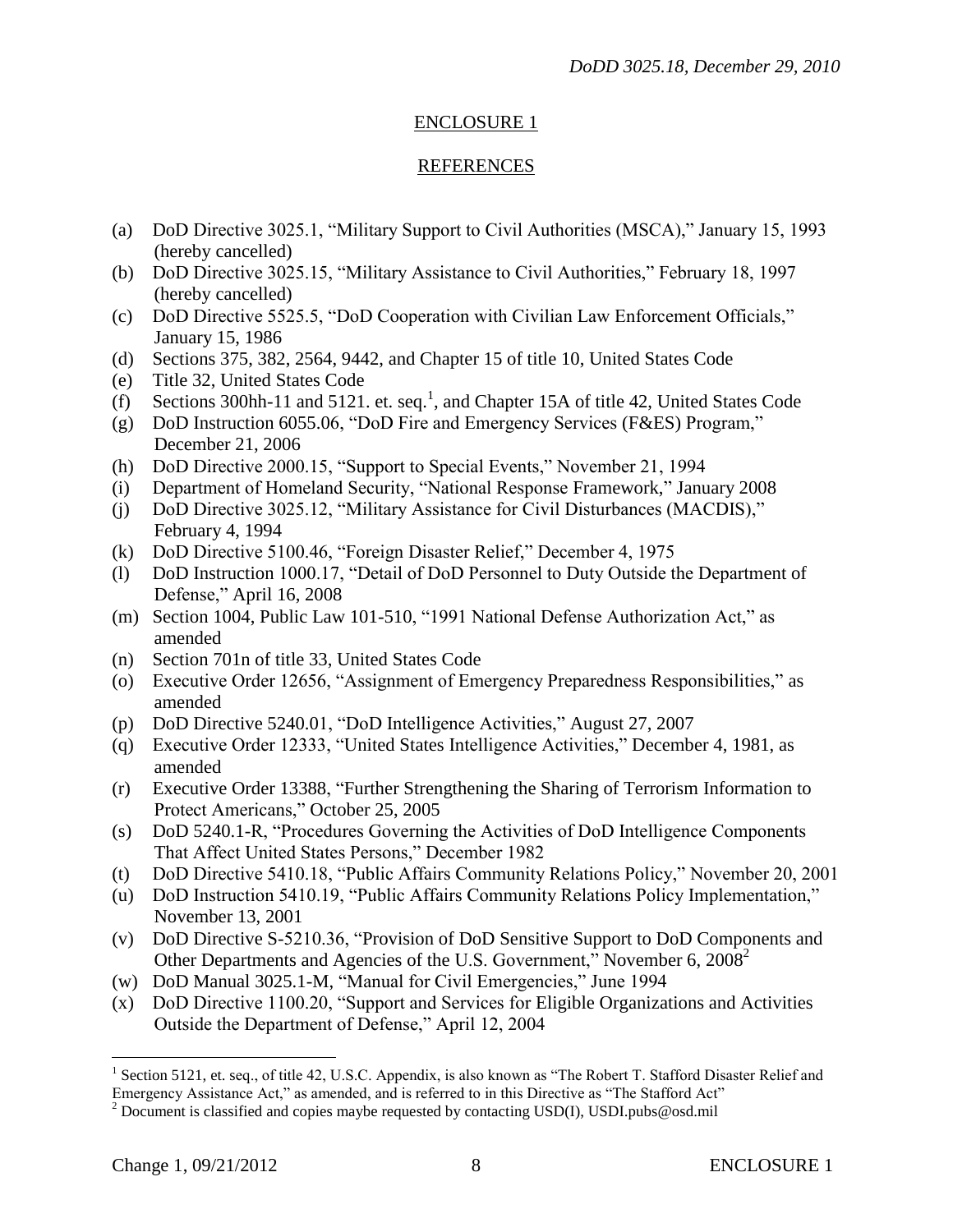## ENCLOSURE 1

## REFERENCES

(a) DoD Directive 3025.1, "Military Support to Civil Authorities (MSCA)," January 15, 1993 (hereby cancelled)

(b) DoD Directive 3025.15, "Military Assistance to Civil Authorities," February 18, 1997 (hereby cancelled)

(c) DoD Directive 5525.5, "DoD Cooperation with Civilian Law Enforcement Officials," January 15, 1986

(d) Sections 375, 382, 2564, 9442, and Chapter 15 of title 10, United States Code

(e) Title 32, United States Code

(f) Sections 300hh-11 and 5121. et. seq.[1], and Chapter 15A of title 42, United States Code

(g) DoD Instruction 6055.06, "DoD Fire and Emergency Services (F&ES) Program," December 21, 2006

(h) DoD Directive 2000.15, "Support to Special Events," November 21, 1994

(i) Department of Homeland Security, "National Response Framework," January 2008

(j) DoD Directive 3025.12, "Military Assistance for Civil Disturbances (MACDIS)," February 4, 1994

(k) DoD Directive 5100.46, "Foreign Disaster Relief," December 4, 1975

(l) DoD Instruction 1000.17, "Detail of DoD Personnel to Duty Outside the Department of Defense," April 16, 2008

(m) Section 1004, Public Law 101-510, "1991 National Defense Authorization Act," as amended

(n) Section 701n of title 33, United States Code

(o) Executive Order 12656, "Assignment of Emergency Preparedness Responsibilities," as amended

(p) DoD Directive 5240.01, "DoD Intelligence Activities," August 27, 2007

(q) Executive Order 12333, "United States Intelligence Activities," December 4, 1981, as amended

(r) Executive Order 13388, "Further Strengthening the Sharing of Terrorism Information to Protect Americans," October 25, 2005

(s) DoD 5240.1-R, "Procedures Governing the Activities of DoD Intelligence Components That Affect United States Persons," December 1982

(t) DoD Directive 5410.18, "Public Affairs Community Relations Policy," November 20, 2001

(u) DoD Instruction 5410.19, "Public Affairs Community Relations Policy Implementation," November 13, 2001

(v) DoD Directive S-5210.36, "Provision of DoD Sensitive Support to DoD Components and Other Departments and Agencies of the U.S. Government," November 6, 2008[2]

(w) DoD Manual 3025.1-M, "Manual for Civil Emergencies," June 1994

(x) DoD Directive 1100.20, "Support and Services for Eligible Organizations and Activities Outside the Department of Defense," April 12, 2004

---

[1] Section 5121, et. seq., of title 42, U.S.C. Appendix, is also known as "The Robert T. Stafford Disaster Relief and Emergency Assistance Act," as amended, and is referred to in this Directive as "The Stafford Act"

[2] Document is classified and copies maybe requested by contacting USD(I), USDI.pubs@osd.mil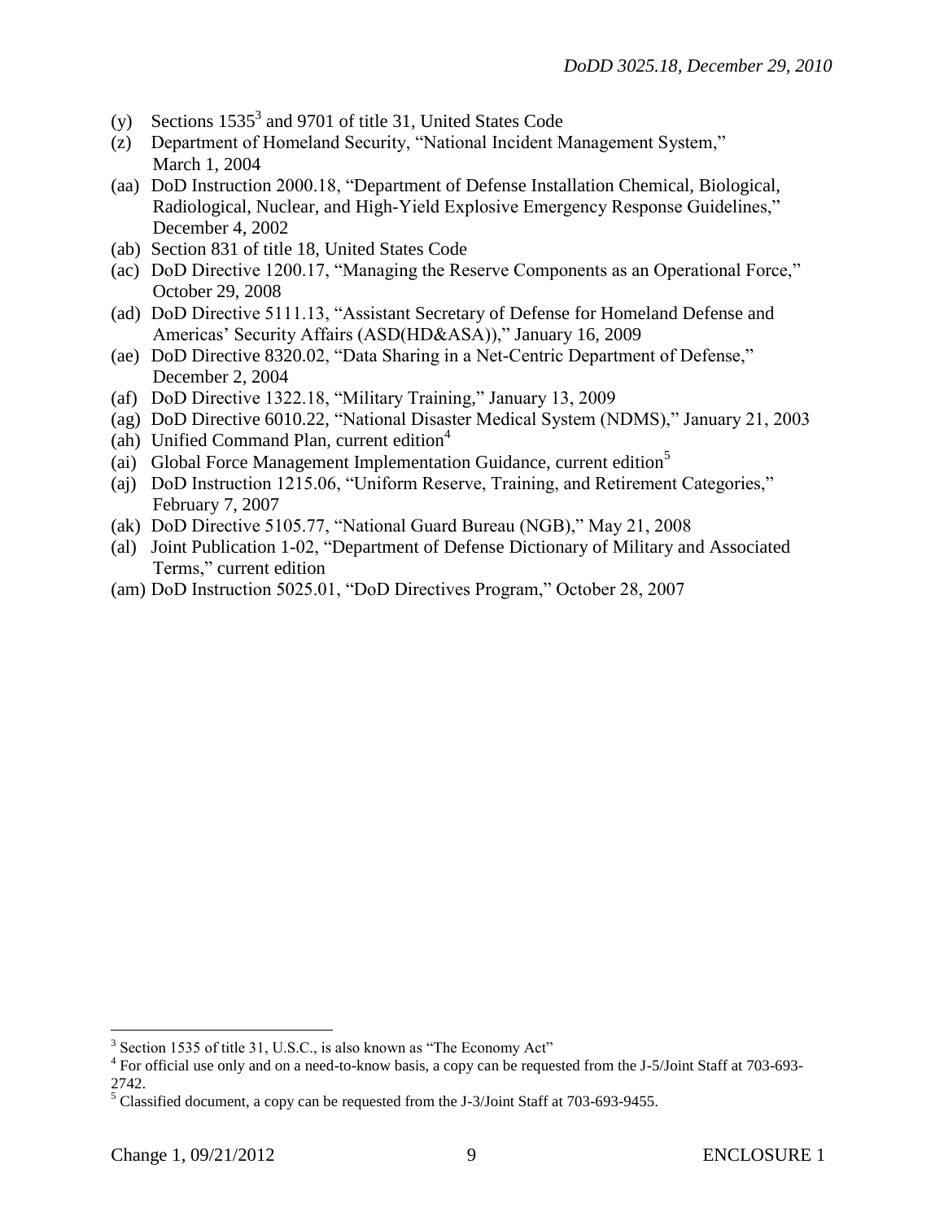(y) Sections 1535[3] and 9701 of title 31, United States Code

(z) Department of Homeland Security, "National Incident Management System," March 1, 2004

(aa) DoD Instruction 2000.18, "Department of Defense Installation Chemical, Biological, Radiological, Nuclear, and High-Yield Explosive Emergency Response Guidelines," December 4, 2002

(ab) Section 831 of title 18, United States Code

(ac) DoD Directive 1200.17, "Managing the Reserve Components as an Operational Force," October 29, 2008

(ad) DoD Directive 5111.13, "Assistant Secretary of Defense for Homeland Defense and Americas' Security Affairs (ASD(HD&ASA))," January 16, 2009

(ae) DoD Directive 8320.02, "Data Sharing in a Net-Centric Department of Defense," December 2, 2004

(af) DoD Directive 1322.18, "Military Training," January 13, 2009

(ag) DoD Directive 6010.22, "National Disaster Medical System (NDMS)," January 21, 2003

(ah) Unified Command Plan, current edition[4]

(ai) Global Force Management Implementation Guidance, current edition[5]

(aj) DoD Instruction 1215.06, "Uniform Reserve, Training, and Retirement Categories," February 7, 2007

(ak) DoD Directive 5105.77, "National Guard Bureau (NGB)," May 21, 2008

(al) Joint Publication 1-02, "Department of Defense Dictionary of Military and Associated Terms," current edition

(am) DoD Instruction 5025.01, "DoD Directives Program," October 28, 2007

---

[3] Section 1535 of title 31, U.S.C., is also known as "The Economy Act"

[4] For official use only and on a need-to-know basis, a copy can be requested from the J-5/Joint Staff at 703-693-2742.

[5] Classified document, a copy can be requested from the J-3/Joint Staff at 703-693-9455.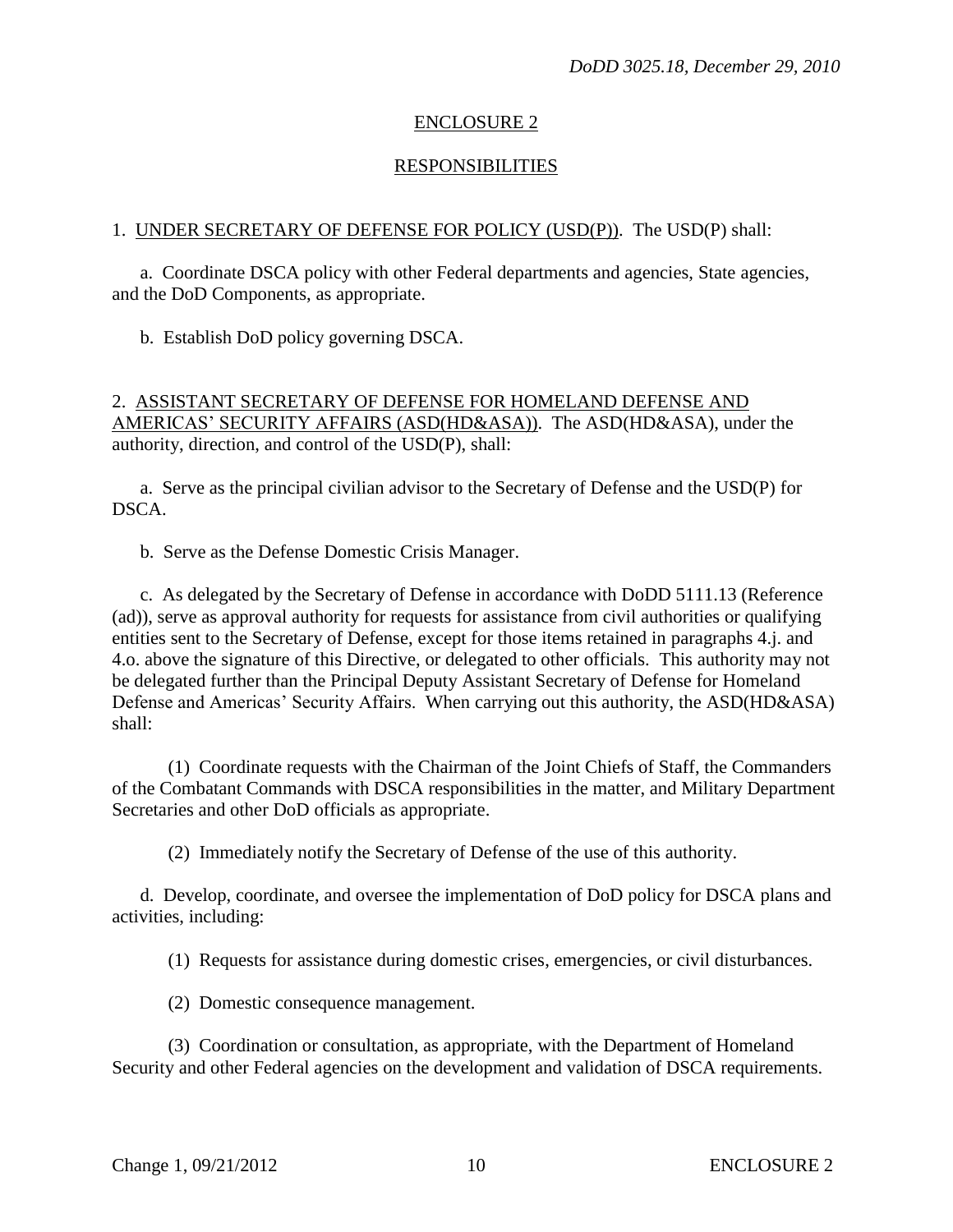## ENCLOSURE 2

## RESPONSIBILITIES

1. UNDER SECRETARY OF DEFENSE FOR POLICY (USD(P)). The USD(P) shall:

a. Coordinate DSCA policy with other Federal departments and agencies, State agencies, and the DoD Components, as appropriate.

b. Establish DoD policy governing DSCA.

2. ASSISTANT SECRETARY OF DEFENSE FOR HOMELAND DEFENSE AND AMERICAS' SECURITY AFFAIRS (ASD(HD&ASA)). The ASD(HD&ASA), under the authority, direction, and control of the USD(P), shall:

a. Serve as the principal civilian advisor to the Secretary of Defense and the USD(P) for DSCA.

b. Serve as the Defense Domestic Crisis Manager.

c. As delegated by the Secretary of Defense in accordance with DoDD 5111.13 (Reference (ad)), serve as approval authority for requests for assistance from civil authorities or qualifying entities sent to the Secretary of Defense, except for those items retained in paragraphs 4.j. and 4.o. above the signature of this Directive, or delegated to other officials. This authority may not be delegated further than the Principal Deputy Assistant Secretary of Defense for Homeland Defense and Americas' Security Affairs. When carrying out this authority, the ASD(HD&ASA) shall:

(1) Coordinate requests with the Chairman of the Joint Chiefs of Staff, the Commanders of the Combatant Commands with DSCA responsibilities in the matter, and Military Department Secretaries and other DoD officials as appropriate.

(2) Immediately notify the Secretary of Defense of the use of this authority.

d. Develop, coordinate, and oversee the implementation of DoD policy for DSCA plans and activities, including:

(1) Requests for assistance during domestic crises, emergencies, or civil disturbances.

(2) Domestic consequence management.

(3) Coordination or consultation, as appropriate, with the Department of Homeland Security and other Federal agencies on the development and validation of DSCA requirements.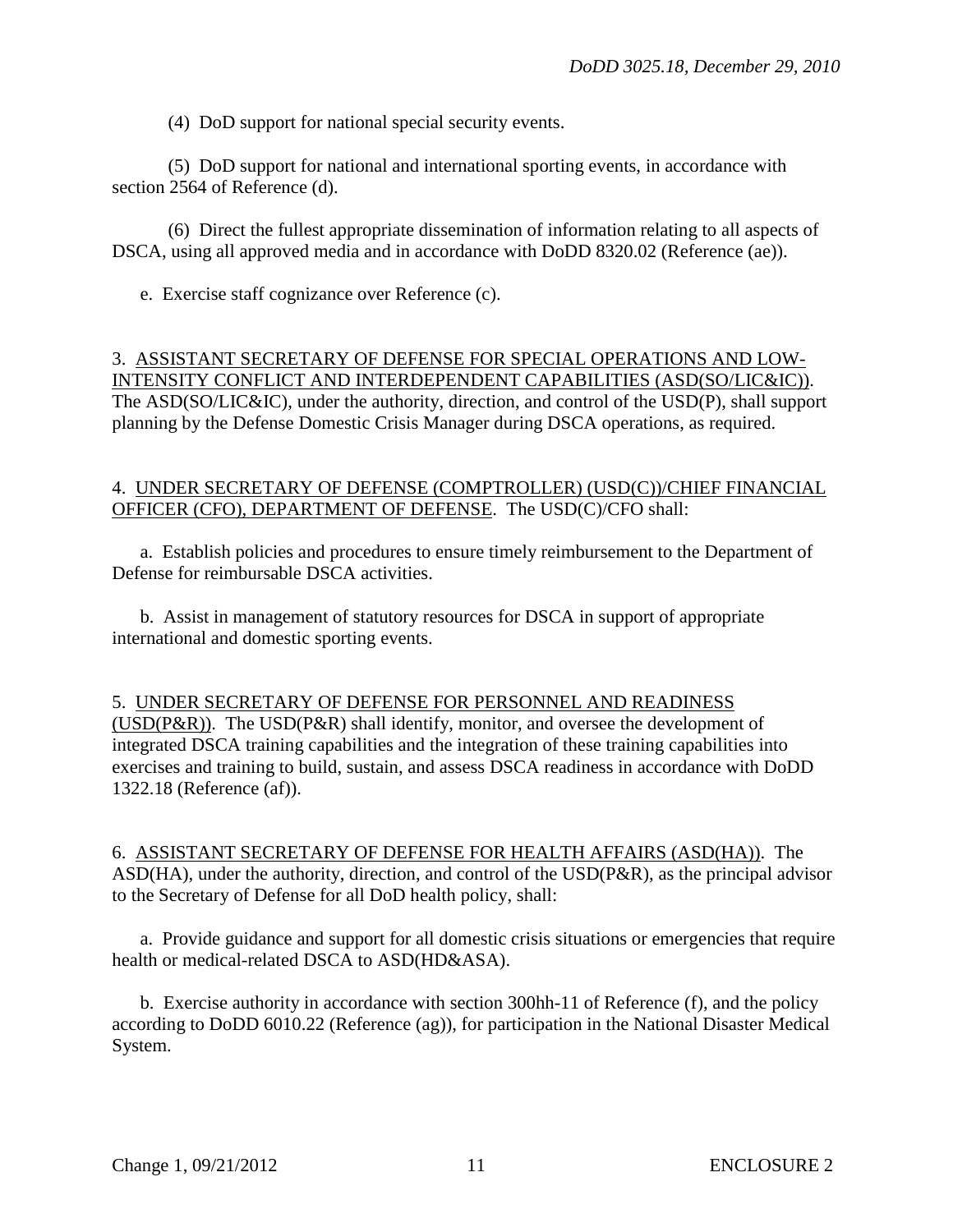(4) DoD support for national special security events.

(5) DoD support for national and international sporting events, in accordance with section 2564 of Reference (d).

(6) Direct the fullest appropriate dissemination of information relating to all aspects of DSCA, using all approved media and in accordance with DoDD 8320.02 (Reference (ae)).

e. Exercise staff cognizance over Reference (c).

3. <u>ASSISTANT SECRETARY OF DEFENSE FOR SPECIAL OPERATIONS AND LOW-INTENSITY CONFLICT AND INTERDEPENDENT CAPABILITIES (ASD(SO/LIC&IC))</u>. The ASD(SO/LIC&IC), under the authority, direction, and control of the USD(P), shall support planning by the Defense Domestic Crisis Manager during DSCA operations, as required.

4. <u>UNDER SECRETARY OF DEFENSE (COMPTROLLER) (USD(C))/CHIEF FINANCIAL OFFICER (CFO), DEPARTMENT OF DEFENSE</u>. The USD(C)/CFO shall:

a. Establish policies and procedures to ensure timely reimbursement to the Department of Defense for reimbursable DSCA activities.

b. Assist in management of statutory resources for DSCA in support of appropriate international and domestic sporting events.

5. <u>UNDER SECRETARY OF DEFENSE FOR PERSONNEL AND READINESS (USD(P&R))</u>. The USD(P&R) shall identify, monitor, and oversee the development of integrated DSCA training capabilities and the integration of these training capabilities into exercises and training to build, sustain, and assess DSCA readiness in accordance with DoDD 1322.18 (Reference (af)).

6. <u>ASSISTANT SECRETARY OF DEFENSE FOR HEALTH AFFAIRS (ASD(HA))</u>. The ASD(HA), under the authority, direction, and control of the USD(P&R), as the principal advisor to the Secretary of Defense for all DoD health policy, shall:

a. Provide guidance and support for all domestic crisis situations or emergencies that require health or medical-related DSCA to ASD(HD&ASA).

b. Exercise authority in accordance with section 300hh-11 of Reference (f), and the policy according to DoDD 6010.22 (Reference (ag)), for participation in the National Disaster Medical System.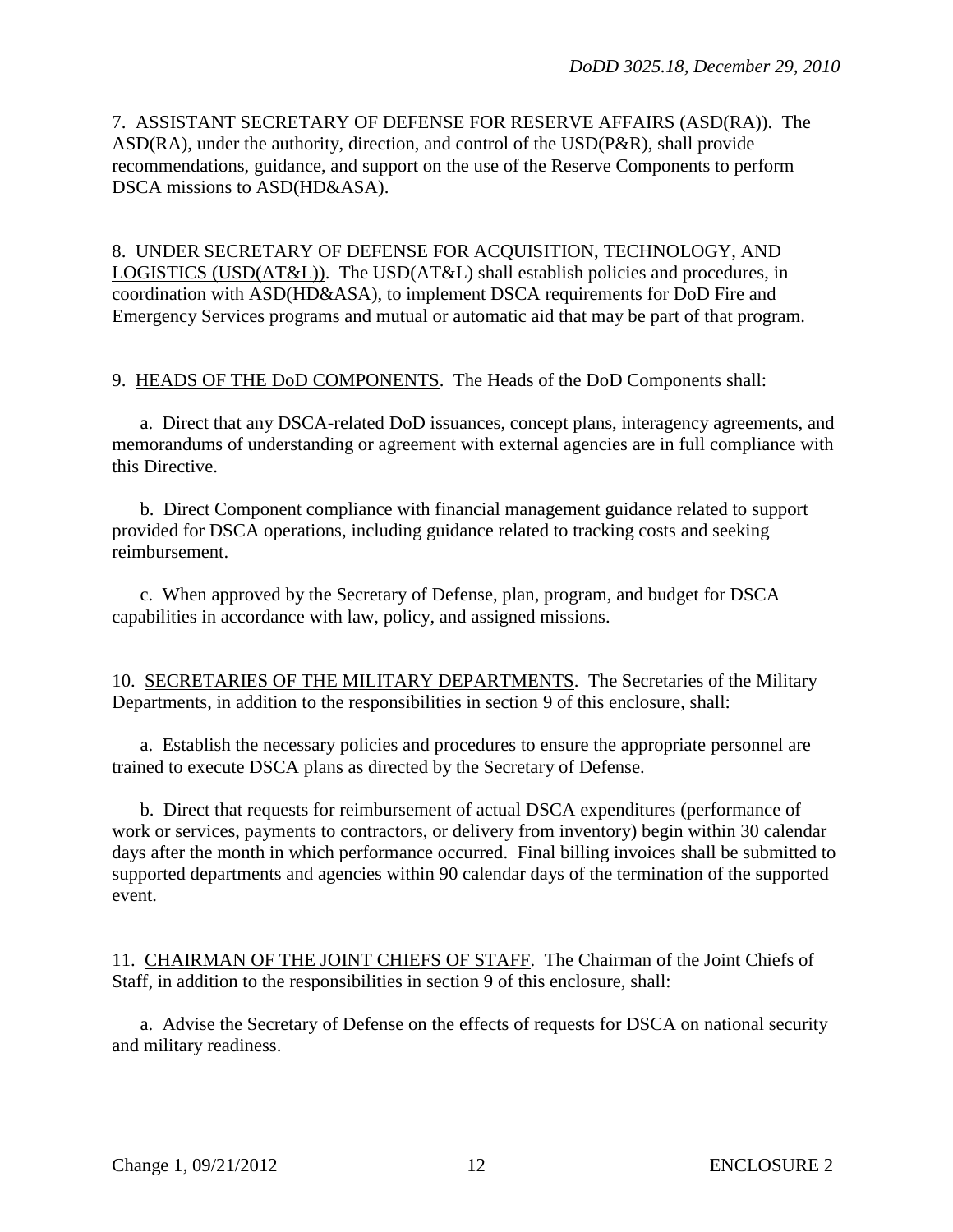7. <u>ASSISTANT SECRETARY OF DEFENSE FOR RESERVE AFFAIRS (ASD(RA))</u>. The ASD(RA), under the authority, direction, and control of the USD(P&R), shall provide recommendations, guidance, and support on the use of the Reserve Components to perform DSCA missions to ASD(HD&ASA).

8. <u>UNDER SECRETARY OF DEFENSE FOR ACQUISITION, TECHNOLOGY, AND LOGISTICS (USD(AT&L))</u>. The USD(AT&L) shall establish policies and procedures, in coordination with ASD(HD&ASA), to implement DSCA requirements for DoD Fire and Emergency Services programs and mutual or automatic aid that may be part of that program.

9. <u>HEADS OF THE DoD COMPONENTS</u>. The Heads of the DoD Components shall:

a. Direct that any DSCA-related DoD issuances, concept plans, interagency agreements, and memorandums of understanding or agreement with external agencies are in full compliance with this Directive.

b. Direct Component compliance with financial management guidance related to support provided for DSCA operations, including guidance related to tracking costs and seeking reimbursement.

c. When approved by the Secretary of Defense, plan, program, and budget for DSCA capabilities in accordance with law, policy, and assigned missions.

10. <u>SECRETARIES OF THE MILITARY DEPARTMENTS</u>. The Secretaries of the Military Departments, in addition to the responsibilities in section 9 of this enclosure, shall:

a. Establish the necessary policies and procedures to ensure the appropriate personnel are trained to execute DSCA plans as directed by the Secretary of Defense.

b. Direct that requests for reimbursement of actual DSCA expenditures (performance of work or services, payments to contractors, or delivery from inventory) begin within 30 calendar days after the month in which performance occurred. Final billing invoices shall be submitted to supported departments and agencies within 90 calendar days of the termination of the supported event.

11. <u>CHAIRMAN OF THE JOINT CHIEFS OF STAFF</u>. The Chairman of the Joint Chiefs of Staff, in addition to the responsibilities in section 9 of this enclosure, shall:

a. Advise the Secretary of Defense on the effects of requests for DSCA on national security and military readiness.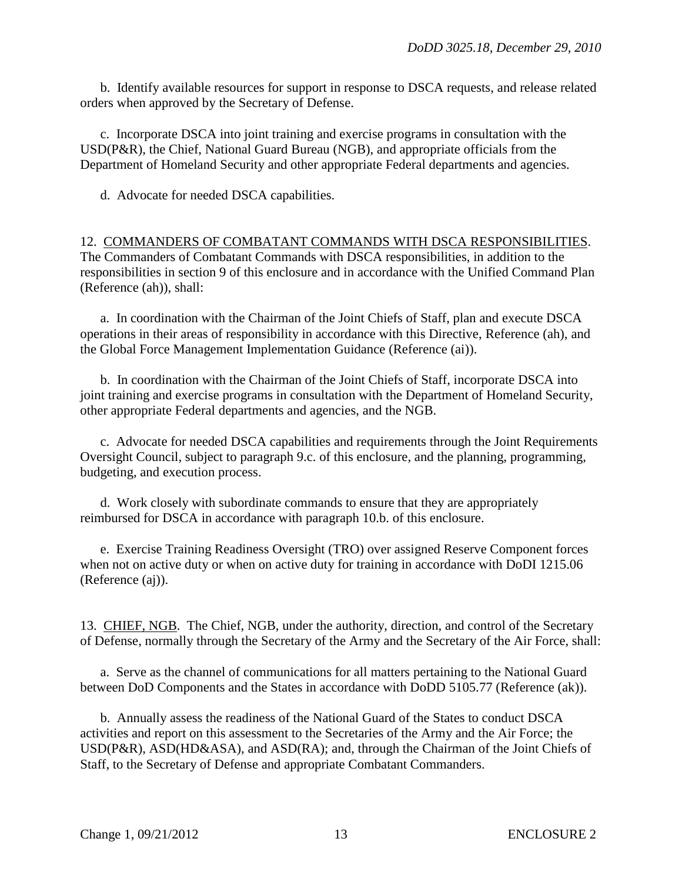b. Identify available resources for support in response to DSCA requests, and release related orders when approved by the Secretary of Defense.

c. Incorporate DSCA into joint training and exercise programs in consultation with the USD(P&R), the Chief, National Guard Bureau (NGB), and appropriate officials from the Department of Homeland Security and other appropriate Federal departments and agencies.

d. Advocate for needed DSCA capabilities.

12. <u>COMMANDERS OF COMBATANT COMMANDS WITH DSCA RESPONSIBILITIES</u>. The Commanders of Combatant Commands with DSCA responsibilities, in addition to the responsibilities in section 9 of this enclosure and in accordance with the Unified Command Plan (Reference (ah)), shall:

a. In coordination with the Chairman of the Joint Chiefs of Staff, plan and execute DSCA operations in their areas of responsibility in accordance with this Directive, Reference (ah), and the Global Force Management Implementation Guidance (Reference (ai)).

b. In coordination with the Chairman of the Joint Chiefs of Staff, incorporate DSCA into joint training and exercise programs in consultation with the Department of Homeland Security, other appropriate Federal departments and agencies, and the NGB.

c. Advocate for needed DSCA capabilities and requirements through the Joint Requirements Oversight Council, subject to paragraph 9.c. of this enclosure, and the planning, programming, budgeting, and execution process.

d. Work closely with subordinate commands to ensure that they are appropriately reimbursed for DSCA in accordance with paragraph 10.b. of this enclosure.

e. Exercise Training Readiness Oversight (TRO) over assigned Reserve Component forces when not on active duty or when on active duty for training in accordance with DoDI 1215.06 (Reference (aj)).

13. <u>CHIEF, NGB</u>. The Chief, NGB, under the authority, direction, and control of the Secretary of Defense, normally through the Secretary of the Army and the Secretary of the Air Force, shall:

a. Serve as the channel of communications for all matters pertaining to the National Guard between DoD Components and the States in accordance with DoDD 5105.77 (Reference (ak)).

b. Annually assess the readiness of the National Guard of the States to conduct DSCA activities and report on this assessment to the Secretaries of the Army and the Air Force; the USD(P&R), ASD(HD&ASA), and ASD(RA); and, through the Chairman of the Joint Chiefs of Staff, to the Secretary of Defense and appropriate Combatant Commanders.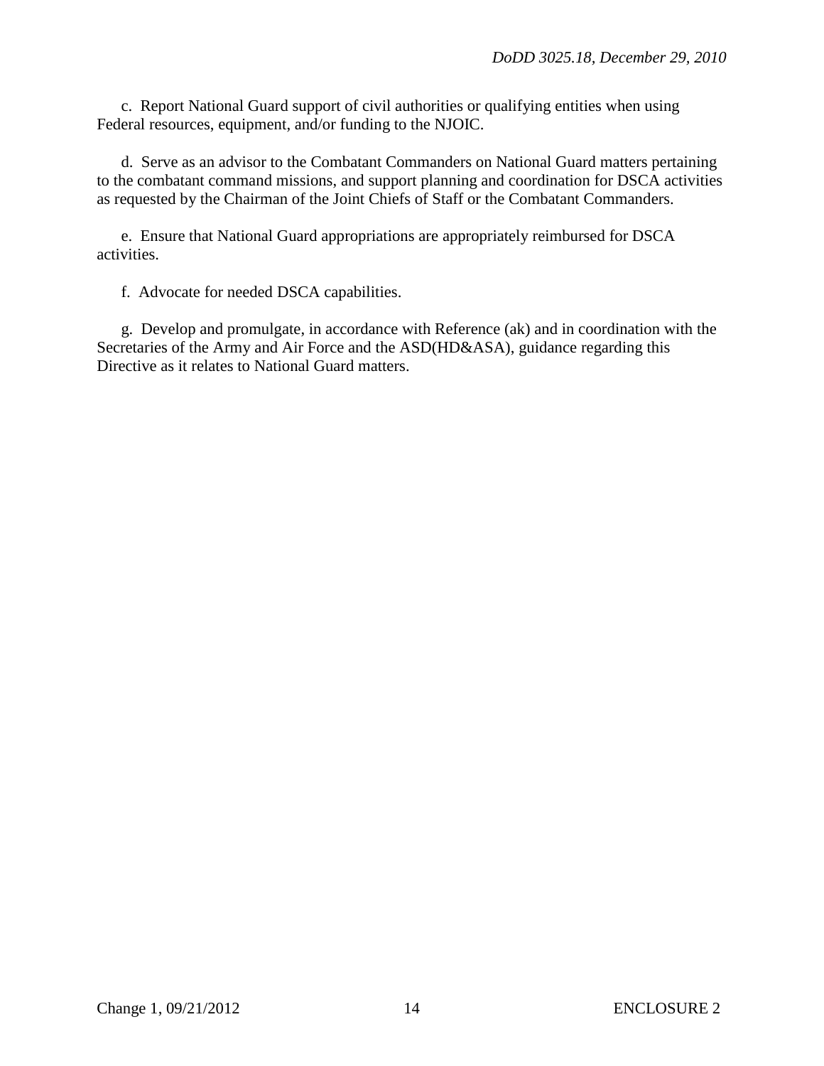c. Report National Guard support of civil authorities or qualifying entities when using Federal resources, equipment, and/or funding to the NJOIC.

d. Serve as an advisor to the Combatant Commanders on National Guard matters pertaining to the combatant command missions, and support planning and coordination for DSCA activities as requested by the Chairman of the Joint Chiefs of Staff or the Combatant Commanders.

e. Ensure that National Guard appropriations are appropriately reimbursed for DSCA activities.

f. Advocate for needed DSCA capabilities.

g. Develop and promulgate, in accordance with Reference (ak) and in coordination with the Secretaries of the Army and Air Force and the ASD(HD&ASA), guidance regarding this Directive as it relates to National Guard matters.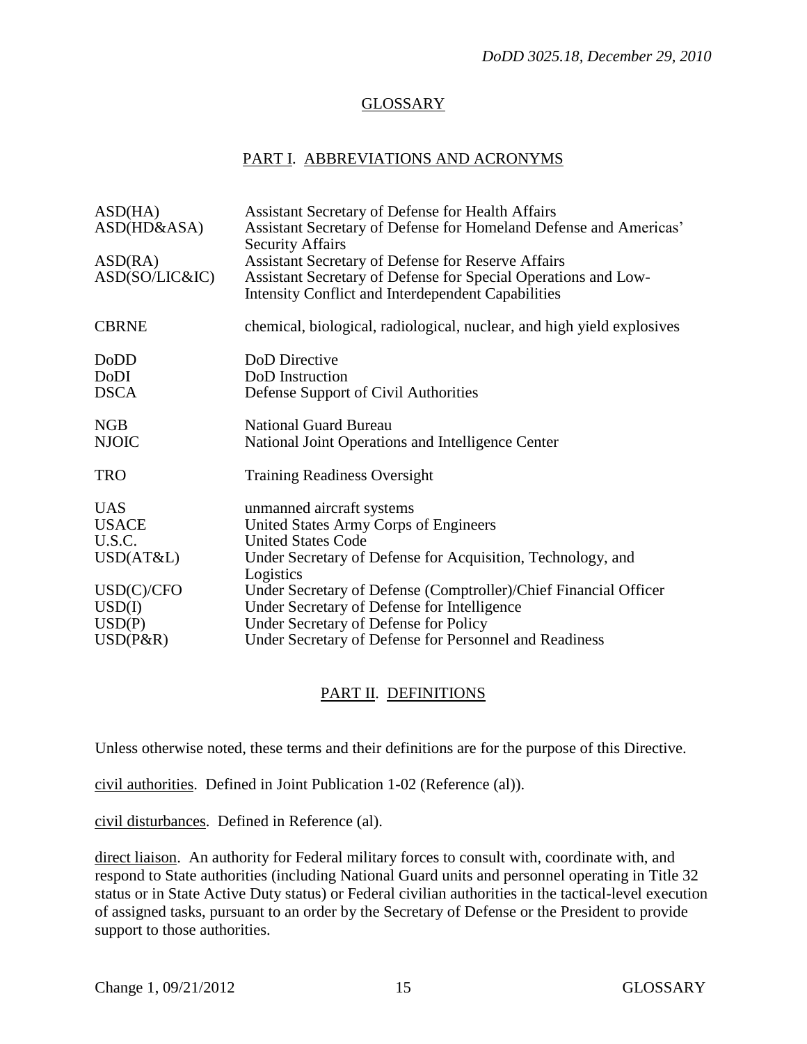## GLOSSARY

### PART I. ABBREVIATIONS AND ACRONYMS

| | |
|---|---|
| ASD(HA) | Assistant Secretary of Defense for Health Affairs |
| ASD(HD&ASA) | Assistant Secretary of Defense for Homeland Defense and Americas' Security Affairs |
| ASD(RA) | Assistant Secretary of Defense for Reserve Affairs |
| ASD(SO/LIC&IC) | Assistant Secretary of Defense for Special Operations and Low-Intensity Conflict and Interdependent Capabilities |
| CBRNE | chemical, biological, radiological, nuclear, and high yield explosives |
| DoDD | DoD Directive |
| DoDI | DoD Instruction |
| DSCA | Defense Support of Civil Authorities |
| NGB | National Guard Bureau |
| NJOIC | National Joint Operations and Intelligence Center |
| TRO | Training Readiness Oversight |
| UAS | unmanned aircraft systems |
| USACE | United States Army Corps of Engineers |
| U.S.C. | United States Code |
| USD(AT&L) | Under Secretary of Defense for Acquisition, Technology, and Logistics |
| USD(C)/CFO | Under Secretary of Defense (Comptroller)/Chief Financial Officer |
| USD(I) | Under Secretary of Defense for Intelligence |
| USD(P) | Under Secretary of Defense for Policy |
| USD(P&R) | Under Secretary of Defense for Personnel and Readiness |

### PART II. DEFINITIONS

Unless otherwise noted, these terms and their definitions are for the purpose of this Directive.

civil authorities. Defined in Joint Publication 1-02 (Reference (al)).

civil disturbances. Defined in Reference (al).

direct liaison. An authority for Federal military forces to consult with, coordinate with, and respond to State authorities (including National Guard units and personnel operating in Title 32 status or in State Active Duty status) or Federal civilian authorities in the tactical-level execution of assigned tasks, pursuant to an order by the Secretary of Defense or the President to provide support to those authorities.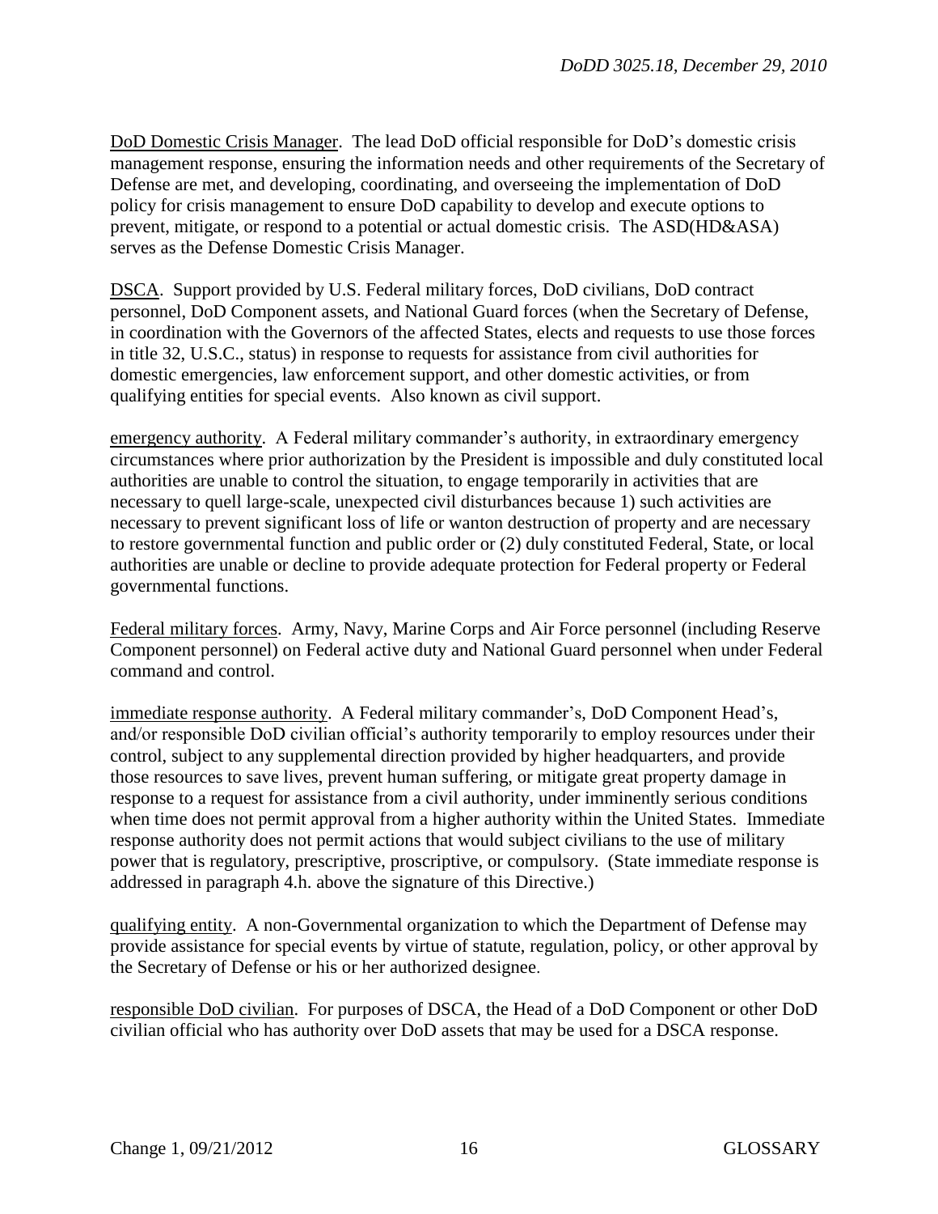<u>DoD Domestic Crisis Manager</u>. The lead DoD official responsible for DoD's domestic crisis management response, ensuring the information needs and other requirements of the Secretary of Defense are met, and developing, coordinating, and overseeing the implementation of DoD policy for crisis management to ensure DoD capability to develop and execute options to prevent, mitigate, or respond to a potential or actual domestic crisis. The ASD(HD&ASA) serves as the Defense Domestic Crisis Manager.

<u>DSCA</u>. Support provided by U.S. Federal military forces, DoD civilians, DoD contract personnel, DoD Component assets, and National Guard forces (when the Secretary of Defense, in coordination with the Governors of the affected States, elects and requests to use those forces in title 32, U.S.C., status) in response to requests for assistance from civil authorities for domestic emergencies, law enforcement support, and other domestic activities, or from qualifying entities for special events. Also known as civil support.

<u>emergency authority</u>. A Federal military commander's authority, in extraordinary emergency circumstances where prior authorization by the President is impossible and duly constituted local authorities are unable to control the situation, to engage temporarily in activities that are necessary to quell large-scale, unexpected civil disturbances because 1) such activities are necessary to prevent significant loss of life or wanton destruction of property and are necessary to restore governmental function and public order or (2) duly constituted Federal, State, or local authorities are unable or decline to provide adequate protection for Federal property or Federal governmental functions.

<u>Federal military forces</u>. Army, Navy, Marine Corps and Air Force personnel (including Reserve Component personnel) on Federal active duty and National Guard personnel when under Federal command and control.

<u>immediate response authority</u>. A Federal military commander's, DoD Component Head's, and/or responsible DoD civilian official's authority temporarily to employ resources under their control, subject to any supplemental direction provided by higher headquarters, and provide those resources to save lives, prevent human suffering, or mitigate great property damage in response to a request for assistance from a civil authority, under imminently serious conditions when time does not permit approval from a higher authority within the United States. Immediate response authority does not permit actions that would subject civilians to the use of military power that is regulatory, prescriptive, proscriptive, or compulsory. (State immediate response is addressed in paragraph 4.h. above the signature of this Directive.)

<u>qualifying entity</u>. A non-Governmental organization to which the Department of Defense may provide assistance for special events by virtue of statute, regulation, policy, or other approval by the Secretary of Defense or his or her authorized designee.

<u>responsible DoD civilian</u>. For purposes of DSCA, the Head of a DoD Component or other DoD civilian official who has authority over DoD assets that may be used for a DSCA response.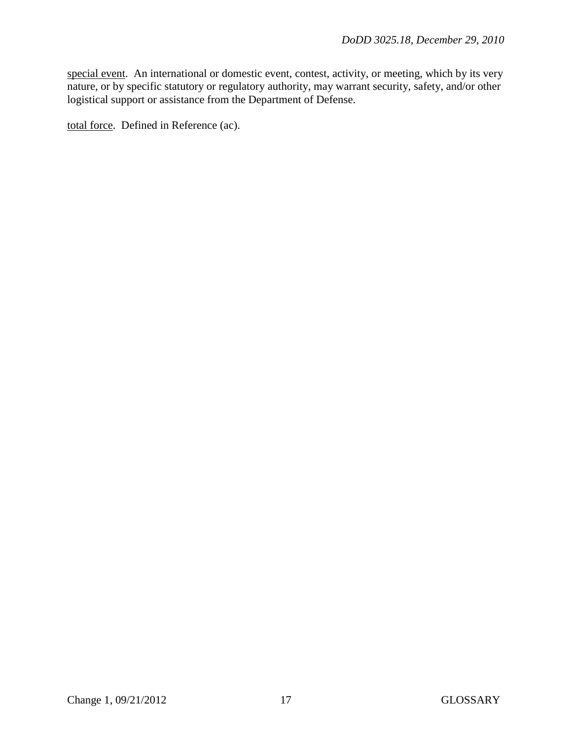special event. An international or domestic event, contest, activity, or meeting, which by its very nature, or by specific statutory or regulatory authority, may warrant security, safety, and/or other logistical support or assistance from the Department of Defense.

total force. Defined in Reference (ac).